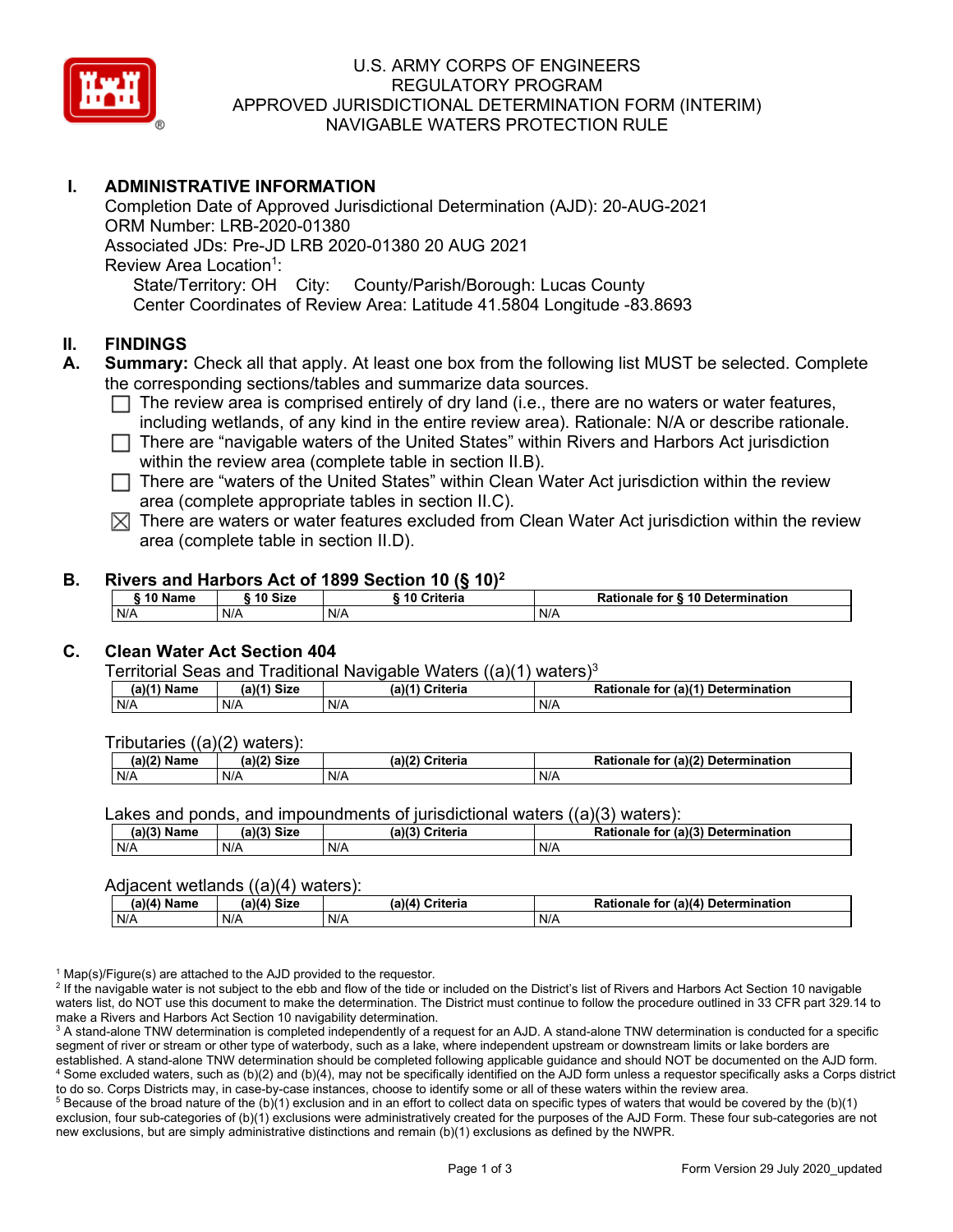# U.S. ARMY CORPS OF ENGINEERS
# REGULATORY PROGRAM
# APPROVED JURISDICTIONAL DETERMINATION FORM (INTERIM)
# NAVIGABLE WATERS PROTECTION RULE

## I. ADMINISTRATIVE INFORMATION

Completion Date of Approved Jurisdictional Determination (AJD): 20-AUG-2021
ORM Number: LRB-2020-01380
Associated JDs: Pre-JD LRB 2020-01380 20 AUG 2021
Review Area Location[1]:
State/Territory: OH City: County/Parish/Borough: Lucas County
Center Coordinates of Review Area: Latitude 41.5804 Longitude -83.8693

## II. FINDINGS

**A. Summary:** Check all that apply. At least one box from the following list MUST be selected. Complete the corresponding sections/tables and summarize data sources.

- ☐ The review area is comprised entirely of dry land (i.e., there are no waters or water features, including wetlands, of any kind in the entire review area). Rationale: N/A or describe rationale.
- ☐ There are "navigable waters of the United States" within Rivers and Harbors Act jurisdiction within the review area (complete table in section II.B).
- ☐ There are "waters of the United States" within Clean Water Act jurisdiction within the review area (complete appropriate tables in section II.C).
- ☒ There are waters or water features excluded from Clean Water Act jurisdiction within the review area (complete table in section II.D).

### B. Rivers and Harbors Act of 1899 Section 10 (§ 10)[2]

| § 10 Name | § 10 Size | § 10 Criteria | Rationale for § 10 Determination |
|---|---|---|---|
| N/A | N/A | N/A | N/A |

### C. Clean Water Act Section 404

Territorial Seas and Traditional Navigable Waters ((a)(1) waters)[3]

| (a)(1) Name | (a)(1) Size | (a)(1) Criteria | Rationale for (a)(1) Determination |
|---|---|---|---|
| N/A | N/A | N/A | N/A |

Tributaries ((a)(2) waters):

| (a)(2) Name | (a)(2) Size | (a)(2) Criteria | Rationale for (a)(2) Determination |
|---|---|---|---|
| N/A | N/A | N/A | N/A |

Lakes and ponds, and impoundments of jurisdictional waters ((a)(3) waters):

| (a)(3) Name | (a)(3) Size | (a)(3) Criteria | Rationale for (a)(3) Determination |
|---|---|---|---|
| N/A | N/A | N/A | N/A |

Adjacent wetlands ((a)(4) waters):

| (a)(4) Name | (a)(4) Size | (a)(4) Criteria | Rationale for (a)(4) Determination |
|---|---|---|---|
| N/A | N/A | N/A | N/A |

[1] Map(s)/Figure(s) are attached to the AJD provided to the requestor.
[2] If the navigable water is not subject to the ebb and flow of the tide or included on the District's list of Rivers and Harbors Act Section 10 navigable waters list, do NOT use this document to make the determination. The District must continue to follow the procedure outlined in 33 CFR part 329.14 to make a Rivers and Harbors Act Section 10 navigability determination.
[3] A stand-alone TNW determination is completed independently of a request for an AJD. A stand-alone TNW determination is conducted for a specific segment of river or stream or other type of waterbody, such as a lake, where independent upstream or downstream limits or lake borders are established. A stand-alone TNW determination should be completed following applicable guidance and should NOT be documented on the AJD form.
[4] Some excluded waters, such as (b)(2) and (b)(4), may not be specifically identified on the AJD form unless a requestor specifically asks a Corps district to do so. Corps Districts may, in case-by-case instances, choose to identify some or all of these waters within the review area.
[5] Because of the broad nature of the (b)(1) exclusion and in an effort to collect data on specific types of waters that would be covered by the (b)(1) exclusion, four sub-categories of (b)(1) exclusions were administratively created for the purposes of the AJD Form. These four sub-categories are not new exclusions, but are simply administrative distinctions and remain (b)(1) exclusions as defined by the NWPR.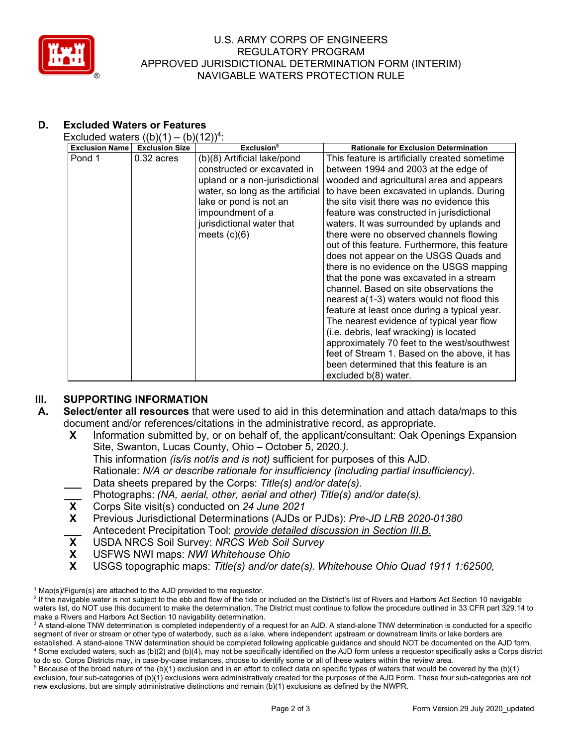## D. Excluded Waters or Features

Excluded waters ((b)(1) – (b)(12))[4]:

| Exclusion Name | Exclusion Size | Exclusion[5] | Rationale for Exclusion Determination |
|---|---|---|---|
| Pond 1 | 0.32 acres | (b)(8) Artificial lake/pond constructed or excavated in upland or a non-jurisdictional water, so long as the artificial lake or pond is not an impoundment of a jurisdictional water that meets (c)(6) | This feature is artificially created sometime between 1994 and 2003 at the edge of wooded and agricultural area and appears to have been excavated in uplands. During the site visit there was no evidence this feature was constructed in jurisdictional waters. It was surrounded by uplands and there were no observed channels flowing out of this feature. Furthermore, this feature does not appear on the USGS Quads and there is no evidence on the USGS mapping that the pone was excavated in a stream channel. Based on site observations the nearest a(1-3) waters would not flood this feature at least once during a typical year. The nearest evidence of typical year flow (i.e. debris, leaf wracking) is located approximately 70 feet to the west/southwest feet of Stream 1. Based on the above, it has been determined that this feature is an excluded b(8) water. |

# III. SUPPORTING INFORMATION

**A. Select/enter all resources** that were used to aid in this determination and attach data/maps to this document and/or references/citations in the administrative record, as appropriate.

- **X** Information submitted by, or on behalf of, the applicant/consultant: Oak Openings Expansion Site, Swanton, Lucas County, Ohio – October 5, 2020.*).*
  This information *(is/is not/is and is not)* sufficient for purposes of this AJD.
  Rationale: *N/A or describe rationale for insufficiency (including partial insufficiency).*
- ___ Data sheets prepared by the Corps: *Title(s) and/or date(s).*
- ___ Photographs: *(NA, aerial, other, aerial and other) Title(s) and/or date(s).*
- **X** Corps Site visit(s) conducted on *24 June 2021*
- **X** Previous Jurisdictional Determinations (AJDs or PJDs): *Pre-JD LRB 2020-01380*
- ___ Antecedent Precipitation Tool: *provide detailed discussion in Section III.B.*
- **X** USDA NRCS Soil Survey: *NRCS Web Soil Survey*
- **X** USFWS NWI maps: *NWI Whitehouse Ohio*
- **X** USGS topographic maps: *Title(s) and/or date(s). Whitehouse Ohio Quad 1911 1:62500,*

---

[1] Map(s)/Figure(s) are attached to the AJD provided to the requestor.

[2] If the navigable water is not subject to the ebb and flow of the tide or included on the District's list of Rivers and Harbors Act Section 10 navigable waters list, do NOT use this document to make the determination. The District must continue to follow the procedure outlined in 33 CFR part 329.14 to make a Rivers and Harbors Act Section 10 navigability determination.

[3] A stand-alone TNW determination is completed independently of a request for an AJD. A stand-alone TNW determination is conducted for a specific segment of river or stream or other type of waterbody, such as a lake, where independent upstream or downstream limits or lake borders are established. A stand-alone TNW determination should be completed following applicable guidance and should NOT be documented on the AJD form.

[4] Some excluded waters, such as (b)(2) and (b)(4), may not be specifically identified on the AJD form unless a requestor specifically asks a Corps district to do so. Corps Districts may, in case-by-case instances, choose to identify some or all of these waters within the review area.

[5] Because of the broad nature of the (b)(1) exclusion and in an effort to collect data on specific types of waters that would be covered by the (b)(1) exclusion, four sub-categories of (b)(1) exclusions were administratively created for the purposes of the AJD Form. These four sub-categories are not new exclusions, but are simply administrative distinctions and remain (b)(1) exclusions as defined by the NWPR.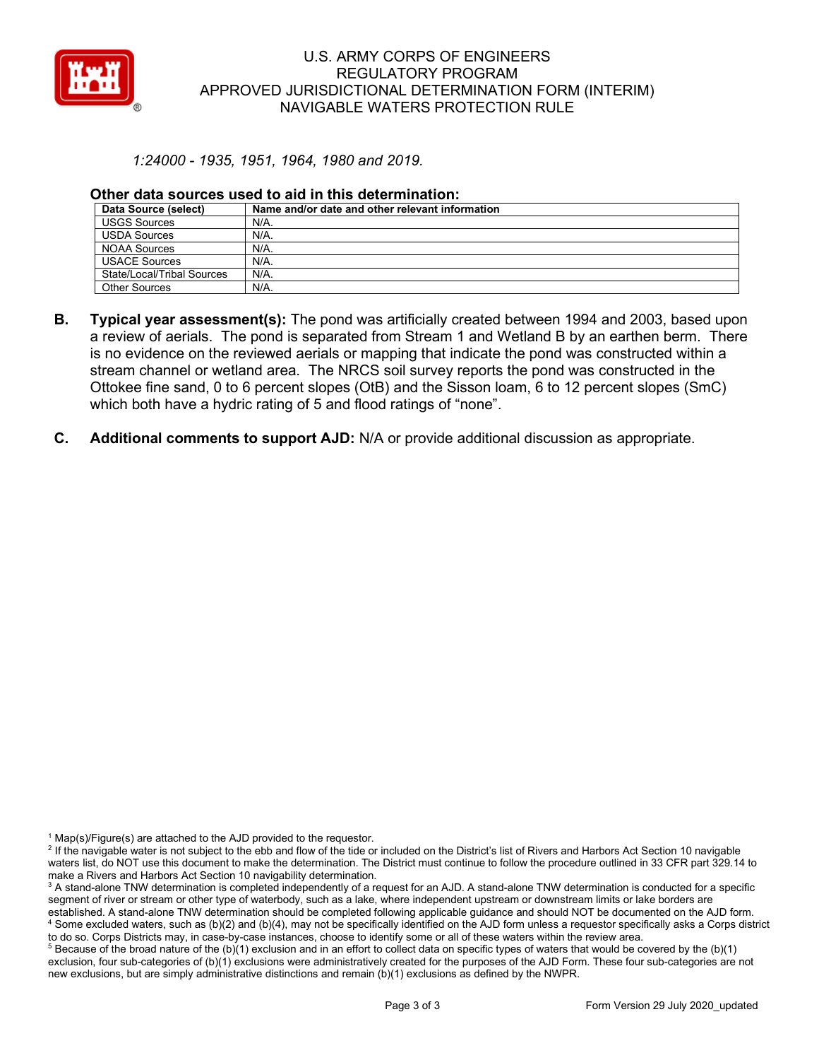*1:24000 - 1935, 1951, 1964, 1980 and 2019.*

**Other data sources used to aid in this determination:**

| Data Source (select) | Name and/or date and other relevant information |
|---|---|
| USGS Sources | N/A. |
| USDA Sources | N/A. |
| NOAA Sources | N/A. |
| USACE Sources | N/A. |
| State/Local/Tribal Sources | N/A. |
| Other Sources | N/A. |

**B. Typical year assessment(s):** The pond was artificially created between 1994 and 2003, based upon a review of aerials. The pond is separated from Stream 1 and Wetland B by an earthen berm. There is no evidence on the reviewed aerials or mapping that indicate the pond was constructed within a stream channel or wetland area. The NRCS soil survey reports the pond was constructed in the Ottokee fine sand, 0 to 6 percent slopes (OtB) and the Sisson loam, 6 to 12 percent slopes (SmC) which both have a hydric rating of 5 and flood ratings of "none".

**C. Additional comments to support AJD:** N/A or provide additional discussion as appropriate.

[1] Map(s)/Figure(s) are attached to the AJD provided to the requestor.
[2] If the navigable water is not subject to the ebb and flow of the tide or included on the District's list of Rivers and Harbors Act Section 10 navigable waters list, do NOT use this document to make the determination. The District must continue to follow the procedure outlined in 33 CFR part 329.14 to make a Rivers and Harbors Act Section 10 navigability determination.
[3] A stand-alone TNW determination is completed independently of a request for an AJD. A stand-alone TNW determination is conducted for a specific segment of river or stream or other type of waterbody, such as a lake, where independent upstream or downstream limits or lake borders are established. A stand-alone TNW determination should be completed following applicable guidance and should NOT be documented on the AJD form.
[4] Some excluded waters, such as (b)(2) and (b)(4), may not be specifically identified on the AJD form unless a requestor specifically asks a Corps district to do so. Corps Districts may, in case-by-case instances, choose to identify some or all of these waters within the review area.
[5] Because of the broad nature of the (b)(1) exclusion and in an effort to collect data on specific types of waters that would be covered by the (b)(1) exclusion, four sub-categories of (b)(1) exclusions were administratively created for the purposes of the AJD Form. These four sub-categories are not new exclusions, but are simply administrative distinctions and remain (b)(1) exclusions as defined by the NWPR.